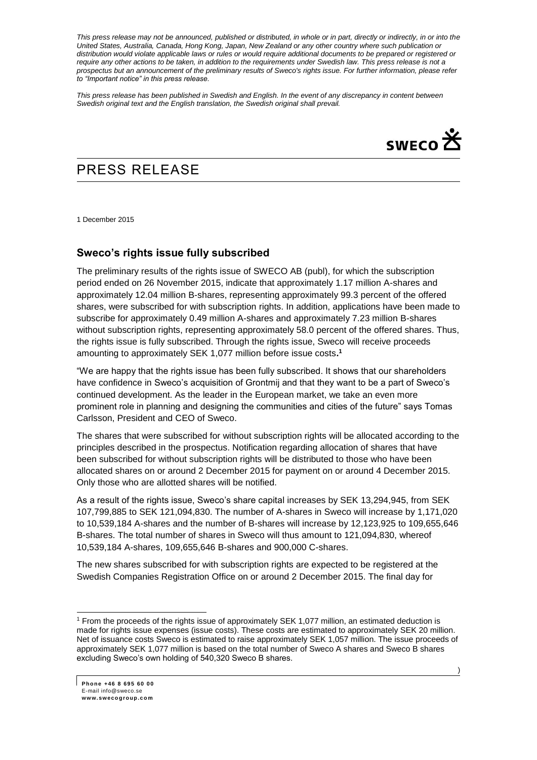*This press release may not be announced, published or distributed, in whole or in part, directly or indirectly, in or into the United States, Australia, Canada, Hong Kong, Japan, New Zealand or any other country where such publication or distribution would violate applicable laws or rules or would require additional documents to be prepared or registered or require any other actions to be taken, in addition to the requirements under Swedish law. This press release is not a prospectus but an announcement of the preliminary results of Sweco's rights issue. For further information, please refer to "Important notice" in this press release.*

*This press release has been published in Swedish and English. In the event of any discrepancy in content between Swedish original text and the English translation, the Swedish original shall prevail.*

SWECO

# PRESS RELEASE

1 December 2015

## Sweco's rights issue fully subscribed

The preliminary results of the rights issue of SWECO AB (publ), for which the subscription period ended on 26 November 2015, indicate that approximately 1.17 million A-shares and approximately 12.04 million B-shares, representing approximately 99.3 percent of the offered shares, were subscribed for with subscription rights. In addition, applications have been made to subscribe for approximately 0.49 million A-shares and approximately 7.23 million B-shares without subscription rights, representing approximately 58.0 percent of the offered shares. Thus, the rights issue is fully subscribed. Through the rights issue, Sweco will receive proceeds amounting to approximately SEK 1,077 million before issue costs.[1]

"We are happy that the rights issue has been fully subscribed. It shows that our shareholders have confidence in Sweco's acquisition of Grontmij and that they want to be a part of Sweco's continued development. As the leader in the European market, we take an even more prominent role in planning and designing the communities and cities of the future" says Tomas Carlsson, President and CEO of Sweco.

The shares that were subscribed for without subscription rights will be allocated according to the principles described in the prospectus. Notification regarding allocation of shares that have been subscribed for without subscription rights will be distributed to those who have been allocated shares on or around 2 December 2015 for payment on or around 4 December 2015. Only those who are allotted shares will be notified.

As a result of the rights issue, Sweco's share capital increases by SEK 13,294,945, from SEK 107,799,885 to SEK 121,094,830. The number of A-shares in Sweco will increase by 1,171,020 to 10,539,184 A-shares and the number of B-shares will increase by 12,123,925 to 109,655,646 B-shares. The total number of shares in Sweco will thus amount to 121,094,830, whereof 10,539,184 A-shares, 109,655,646 B-shares and 900,000 C-shares.

The new shares subscribed for with subscription rights are expected to be registered at the Swedish Companies Registration Office on or around 2 December 2015. The final day for

[1] From the proceeds of the rights issue of approximately SEK 1,077 million, an estimated deduction is made for rights issue expenses (issue costs). These costs are estimated to approximately SEK 20 million. Net of issuance costs Sweco is estimated to raise approximately SEK 1,057 million. The issue proceeds of approximately SEK 1,077 million is based on the total number of Sweco A shares and Sweco B shares excluding Sweco's own holding of 540,320 Sweco B shares.

**Phone +46 8 695 60 00**
E-mail info@sweco.se
**www.swecogroup.com**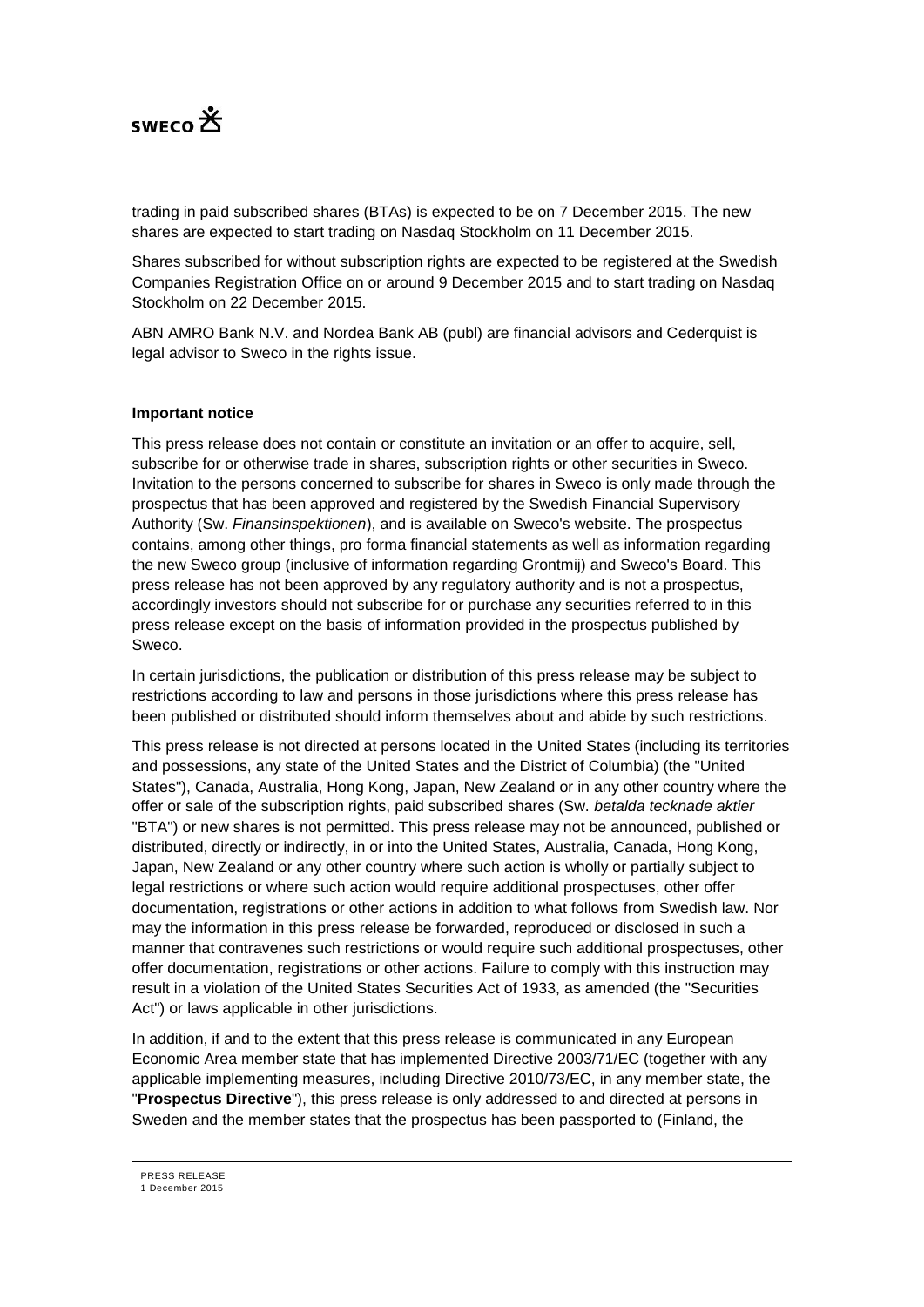trading in paid subscribed shares (BTAs) is expected to be on 7 December 2015. The new shares are expected to start trading on Nasdaq Stockholm on 11 December 2015.

Shares subscribed for without subscription rights are expected to be registered at the Swedish Companies Registration Office on or around 9 December 2015 and to start trading on Nasdaq Stockholm on 22 December 2015.

ABN AMRO Bank N.V. and Nordea Bank AB (publ) are financial advisors and Cederquist is legal advisor to Sweco in the rights issue.

**Important notice**

This press release does not contain or constitute an invitation or an offer to acquire, sell, subscribe for or otherwise trade in shares, subscription rights or other securities in Sweco. Invitation to the persons concerned to subscribe for shares in Sweco is only made through the prospectus that has been approved and registered by the Swedish Financial Supervisory Authority (Sw. *Finansinspektionen*), and is available on Sweco's website. The prospectus contains, among other things, pro forma financial statements as well as information regarding the new Sweco group (inclusive of information regarding Grontmij) and Sweco's Board. This press release has not been approved by any regulatory authority and is not a prospectus, accordingly investors should not subscribe for or purchase any securities referred to in this press release except on the basis of information provided in the prospectus published by Sweco.

In certain jurisdictions, the publication or distribution of this press release may be subject to restrictions according to law and persons in those jurisdictions where this press release has been published or distributed should inform themselves about and abide by such restrictions.

This press release is not directed at persons located in the United States (including its territories and possessions, any state of the United States and the District of Columbia) (the "United States"), Canada, Australia, Hong Kong, Japan, New Zealand or in any other country where the offer or sale of the subscription rights, paid subscribed shares (Sw. *betalda tecknade aktier* "BTA") or new shares is not permitted. This press release may not be announced, published or distributed, directly or indirectly, in or into the United States, Australia, Canada, Hong Kong, Japan, New Zealand or any other country where such action is wholly or partially subject to legal restrictions or where such action would require additional prospectuses, other offer documentation, registrations or other actions in addition to what follows from Swedish law. Nor may the information in this press release be forwarded, reproduced or disclosed in such a manner that contravenes such restrictions or would require such additional prospectuses, other offer documentation, registrations or other actions. Failure to comply with this instruction may result in a violation of the United States Securities Act of 1933, as amended (the "Securities Act") or laws applicable in other jurisdictions.

In addition, if and to the extent that this press release is communicated in any European Economic Area member state that has implemented Directive 2003/71/EC (together with any applicable implementing measures, including Directive 2010/73/EC, in any member state, the "**Prospectus Directive**"), this press release is only addressed to and directed at persons in Sweden and the member states that the prospectus has been passported to (Finland, the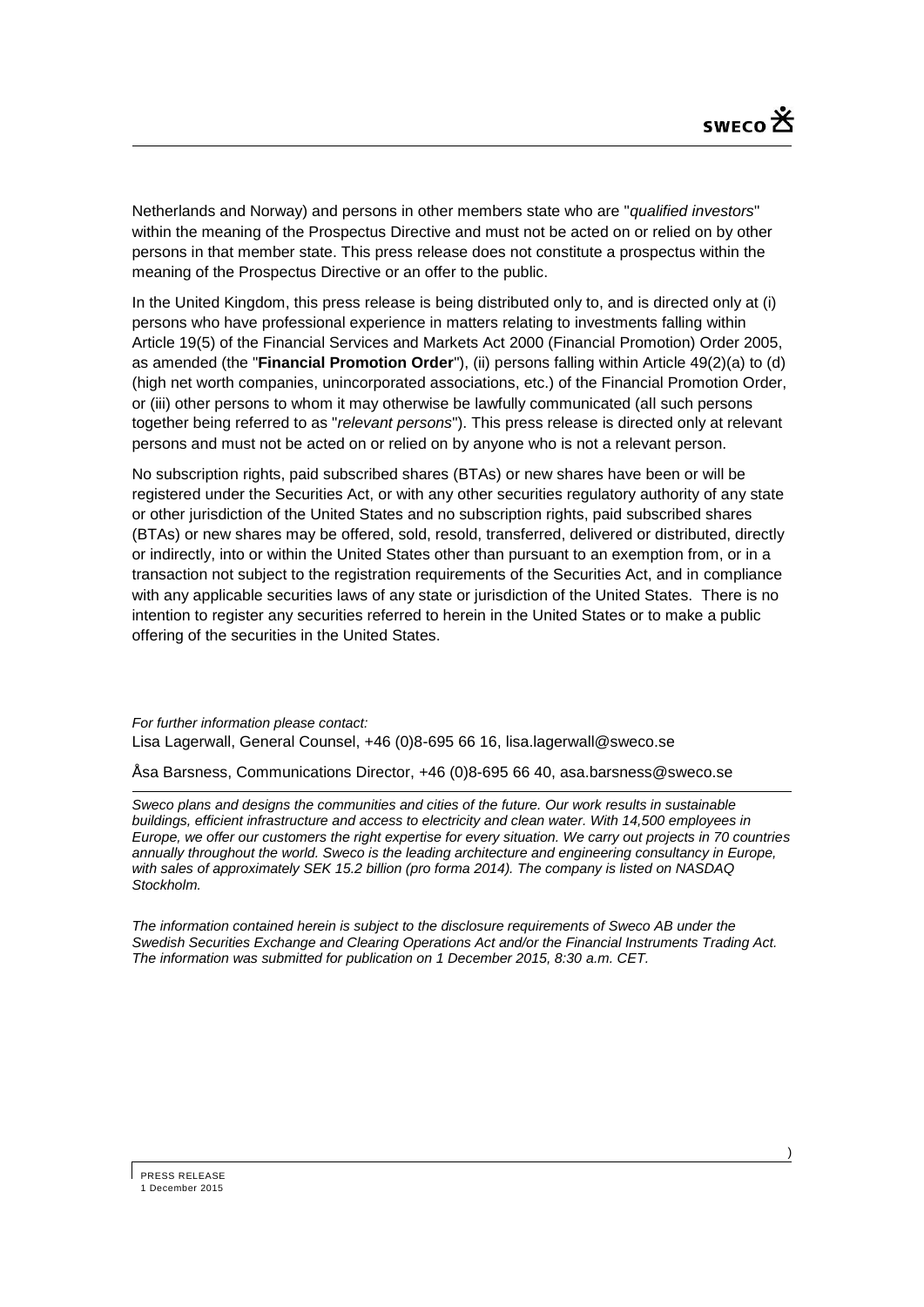Netherlands and Norway) and persons in other members state who are "*qualified investors*" within the meaning of the Prospectus Directive and must not be acted on or relied on by other persons in that member state. This press release does not constitute a prospectus within the meaning of the Prospectus Directive or an offer to the public.

In the United Kingdom, this press release is being distributed only to, and is directed only at (i) persons who have professional experience in matters relating to investments falling within Article 19(5) of the Financial Services and Markets Act 2000 (Financial Promotion) Order 2005, as amended (the "**Financial Promotion Order**"), (ii) persons falling within Article 49(2)(a) to (d) (high net worth companies, unincorporated associations, etc.) of the Financial Promotion Order, or (iii) other persons to whom it may otherwise be lawfully communicated (all such persons together being referred to as "*relevant persons*"). This press release is directed only at relevant persons and must not be acted on or relied on by anyone who is not a relevant person.

No subscription rights, paid subscribed shares (BTAs) or new shares have been or will be registered under the Securities Act, or with any other securities regulatory authority of any state or other jurisdiction of the United States and no subscription rights, paid subscribed shares (BTAs) or new shares may be offered, sold, resold, transferred, delivered or distributed, directly or indirectly, into or within the United States other than pursuant to an exemption from, or in a transaction not subject to the registration requirements of the Securities Act, and in compliance with any applicable securities laws of any state or jurisdiction of the United States. There is no intention to register any securities referred to herein in the United States or to make a public offering of the securities in the United States.

*For further information please contact:*
Lisa Lagerwall, General Counsel, +46 (0)8-695 66 16, lisa.lagerwall@sweco.se

Åsa Barsness, Communications Director, +46 (0)8-695 66 40, asa.barsness@sweco.se

---

*Sweco plans and designs the communities and cities of the future. Our work results in sustainable buildings, efficient infrastructure and access to electricity and clean water. With 14,500 employees in Europe, we offer our customers the right expertise for every situation. We carry out projects in 70 countries annually throughout the world. Sweco is the leading architecture and engineering consultancy in Europe, with sales of approximately SEK 15.2 billion (pro forma 2014). The company is listed on NASDAQ Stockholm.*

*The information contained herein is subject to the disclosure requirements of Sweco AB under the Swedish Securities Exchange and Clearing Operations Act and/or the Financial Instruments Trading Act. The information was submitted for publication on 1 December 2015, 8:30 a.m. CET.*